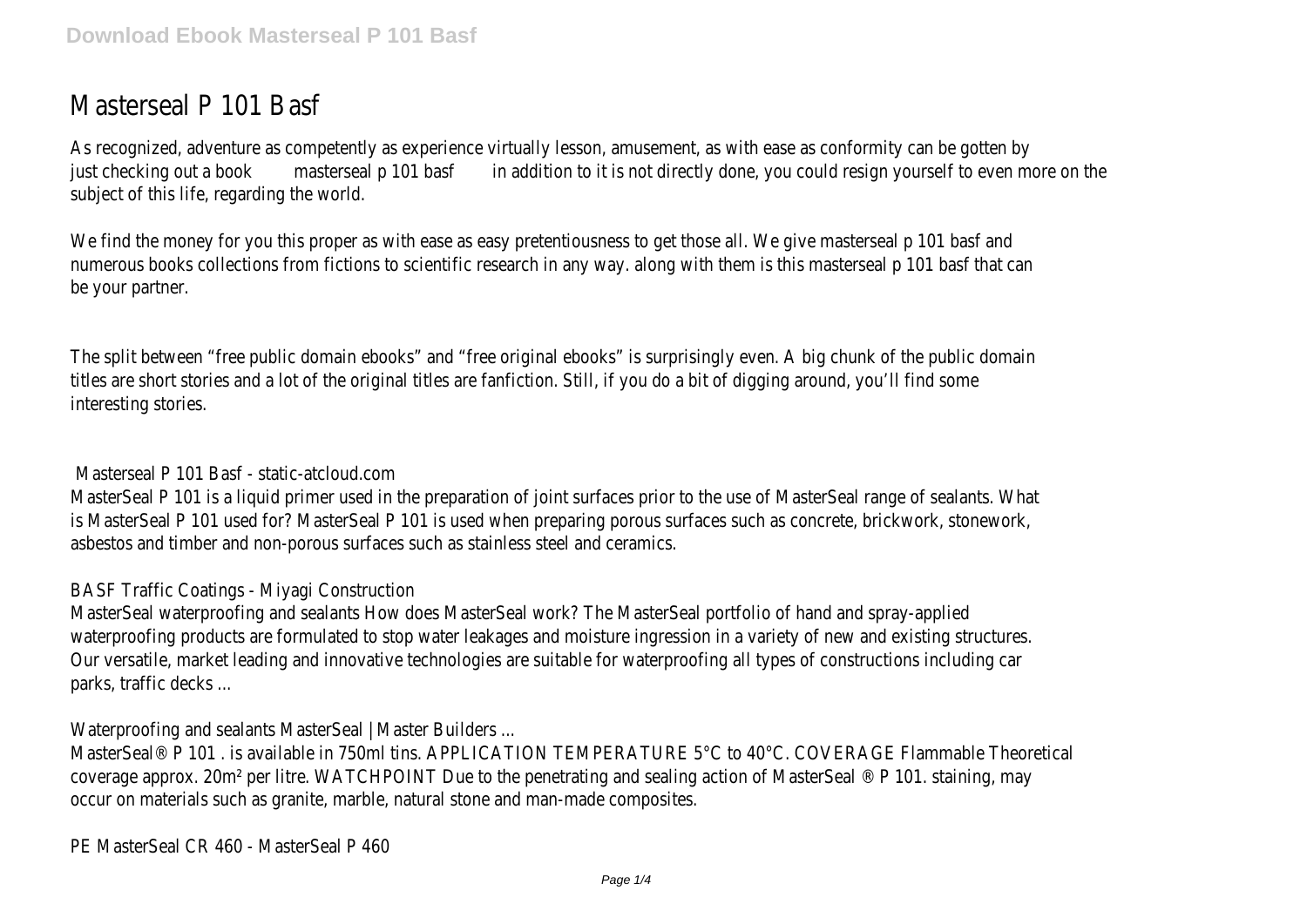# Masterseal P 101 Basf

As recognized, adventure as competently as experience virtually lesson, amusement, as with ease as conformity can be gotten by just checking out a book **masterseal p 101 basf** in addition to it is not directly done, you could resign yourself to even more on the subject of this life, regarding the world.

We find the money for you this proper as with ease as easy pretentiousness to get those all. We give masterseal p 101 basf and numerous books collections from fictions to scientific research in any way. along with them is this masterseal p 101 basf that can be your partner.

The split between "free public domain ebooks" and "free original ebooks" is surprisingly even. A big chunk of the public domain titles are short stories and a lot of the original titles are fanfiction. Still, if you do a bit of digging around, you'll find some interesting stories.

## Masterseal P 101 Basf - static-atcloud.com

MasterSeal P 101 is a liquid primer used in the preparation of joint surfaces prior to the use of MasterSeal range of sealants. What is MasterSeal P 101 used for? MasterSeal P 101 is used when preparing porous surfaces such as concrete, brickwork, stonework, asbestos and timber and non-porous surfaces such as stainless steel and ceramics.

## BASF Traffic Coatings - Miyagi Construction

MasterSeal waterproofing and sealants How does MasterSeal work? The MasterSeal portfolio of hand and spray-applied waterproofing products are formulated to stop water leakages and moisture ingression in a variety of new and existing structures. Our versatile, market leading and innovative technologies are suitable for waterproofing all types of constructions including car parks, traffic decks ...

## Waterproofing and sealants MasterSeal | Master Builders ...

MasterSeal® P 101 . is available in 750ml tins. APPLICATION TEMPERATURE 5°C to 40°C. COVERAGE Flammable Theoretical coverage approx. 20m² per litre. WATCHPOINT Due to the penetrating and sealing action of MasterSeal ® P 101. staining, may occur on materials such as granite, marble, natural stone and man-made composites.

## PE MasterSeal CR 460 - MasterSeal P 460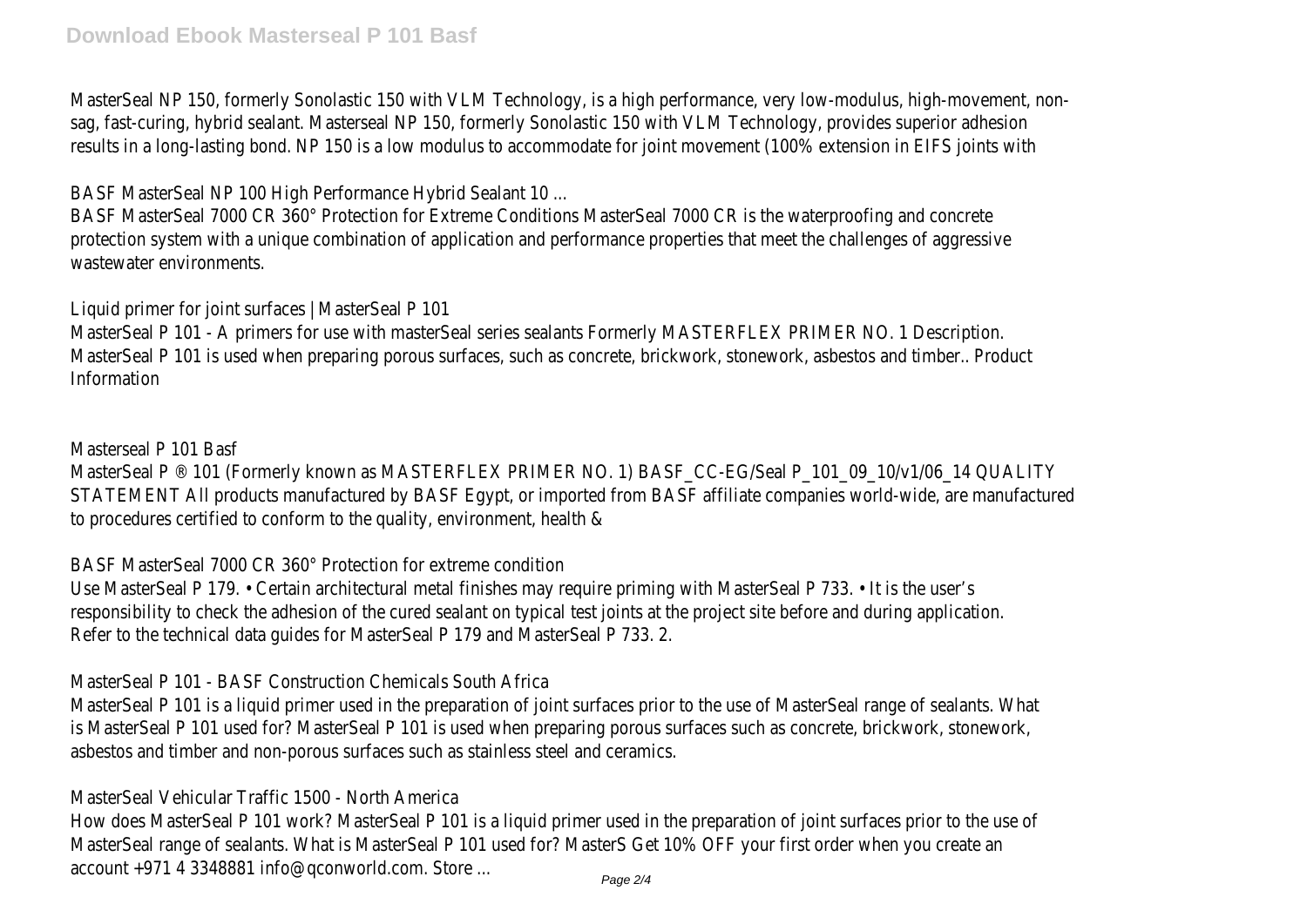MasterSeal NP 150, formerly Sonolastic 150 with VLM Technology, is a high performance, very low-modulus, high-movement, non-sag, fast-curing, hybrid sealant. Masterseal NP 150, formerly Sonolastic 150 with VLM Technology, provides superior adhesion results in a long-lasting bond. NP 150 is a low modulus to accommodate for joint movement (100% extension in EIFS joints with

BASF MasterSeal NP 100 High Performance Hybrid Sealant 10 ...

BASF MasterSeal 7000 CR 360° Protection for Extreme Conditions MasterSeal 7000 CR is the waterproofing and concrete protection system with a unique combination of application and performance properties that meet the challenges of aggressive wastewater environments.

Liquid primer for joint surfaces | MasterSeal P 101

MasterSeal P 101 - A primers for use with masterSeal series sealants Formerly MASTERFLEX PRIMER NO. 1 Description. MasterSeal P 101 is used when preparing porous surfaces, such as concrete, brickwork, stonework, asbestos and timber.. Product Information

Masterseal P 101 Basf

MasterSeal P ® 101 (Formerly known as MASTERFLEX PRIMER NO. 1) BASF_CC-EG/Seal P_101_09_10/v1/06_14 QUALITY STATEMENT All products manufactured by BASF Egypt, or imported from BASF affiliate companies world-wide, are manufactured to procedures certified to conform to the quality, environment, health &

BASF MasterSeal 7000 CR 360° Protection for extreme condition

Use MasterSeal P 179. • Certain architectural metal finishes may require priming with MasterSeal P 733. • It is the user's responsibility to check the adhesion of the cured sealant on typical test joints at the project site before and during application. Refer to the technical data guides for MasterSeal P 179 and MasterSeal P 733. 2.

MasterSeal P 101 - BASF Construction Chemicals South Africa

MasterSeal P 101 is a liquid primer used in the preparation of joint surfaces prior to the use of MasterSeal range of sealants. What is MasterSeal P 101 used for? MasterSeal P 101 is used when preparing porous surfaces such as concrete, brickwork, stonework, asbestos and timber and non-porous surfaces such as stainless steel and ceramics.

MasterSeal Vehicular Traffic 1500 - North America

How does MasterSeal P 101 work? MasterSeal P 101 is a liquid primer used in the preparation of joint surfaces prior to the use of MasterSeal range of sealants. What is MasterSeal P 101 used for? MasterS Get 10% OFF your first order when you create an account +971 4 3348881 info@qconworld.com. Store ...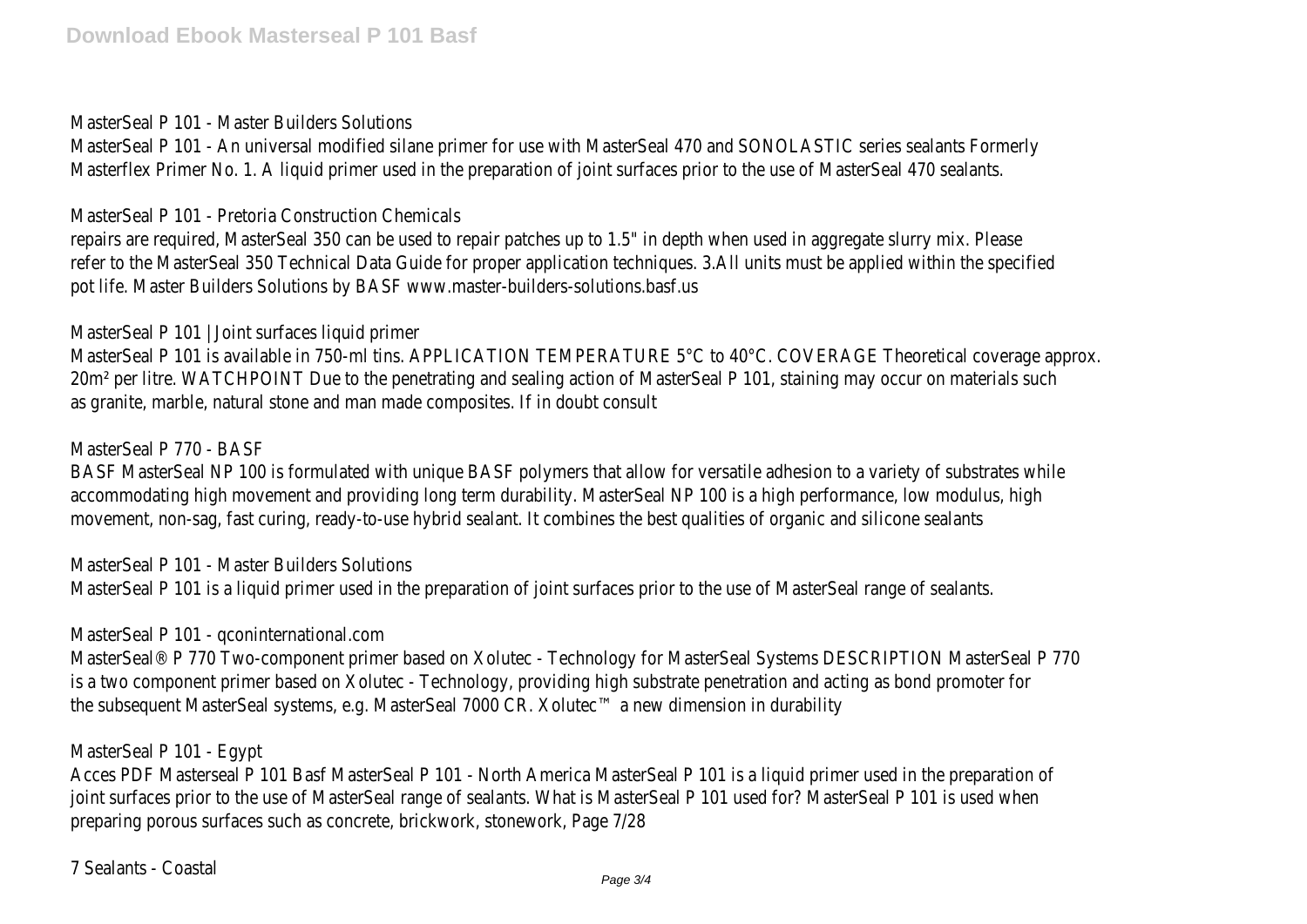MasterSeal P 101 - Master Builders Solutions

MasterSeal P 101 - An universal modified silane primer for use with MasterSeal 470 and SONOLASTIC series sealants Formerly Masterflex Primer No. 1. A liquid primer used in the preparation of joint surfaces prior to the use of MasterSeal 470 sealants.

MasterSeal P 101 - Pretoria Construction Chemicals

repairs are required, MasterSeal 350 can be used to repair patches up to 1.5" in depth when used in aggregate slurry mix. Please refer to the MasterSeal 350 Technical Data Guide for proper application techniques. 3.All units must be applied within the specified pot life. Master Builders Solutions by BASF www.master-builders-solutions.basf.us

MasterSeal P 101 | Joint surfaces liquid primer

MasterSeal P 101 is available in 750-ml tins. APPLICATION TEMPERATURE 5°C to 40°C. COVERAGE Theoretical coverage approx. 20m² per litre. WATCHPOINT Due to the penetrating and sealing action of MasterSeal P 101, staining may occur on materials such as granite, marble, natural stone and man made composites. If in doubt consult

MasterSeal P 770 - BASF

BASF MasterSeal NP 100 is formulated with unique BASF polymers that allow for versatile adhesion to a variety of substrates while accommodating high movement and providing long term durability. MasterSeal NP 100 is a high performance, low modulus, high movement, non-sag, fast curing, ready-to-use hybrid sealant. It combines the best qualities of organic and silicone sealants

MasterSeal P 101 - Master Builders Solutions

MasterSeal P 101 is a liquid primer used in the preparation of joint surfaces prior to the use of MasterSeal range of sealants.

MasterSeal P 101 - qconinternational.com

MasterSeal® P 770 Two-component primer based on Xolutec - Technology for MasterSeal Systems DESCRIPTION MasterSeal P 770 is a two component primer based on Xolutec - Technology, providing high substrate penetration and acting as bond promoter for the subsequent MasterSeal systems, e.g. MasterSeal 7000 CR. Xolutec™ a new dimension in durability

MasterSeal P 101 - Egypt

Acces PDF Masterseal P 101 Basf MasterSeal P 101 - North America MasterSeal P 101 is a liquid primer used in the preparation of joint surfaces prior to the use of MasterSeal range of sealants. What is MasterSeal P 101 used for? MasterSeal P 101 is used when preparing porous surfaces such as concrete, brickwork, stonework, Page 7/28

7 Sealants - Coastal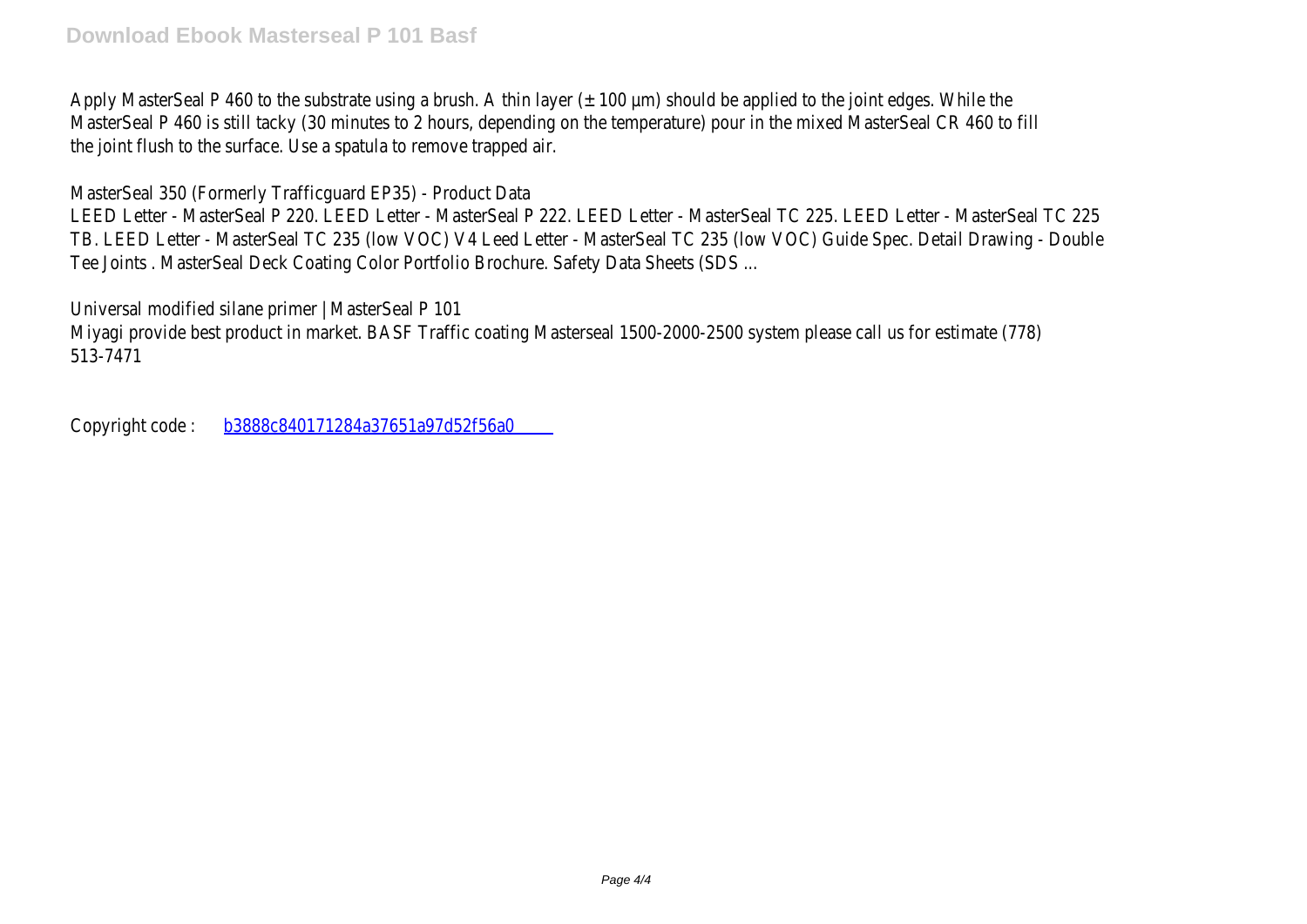Apply MasterSeal P 460 to the substrate using a brush. A thin layer (± 100 µm) should be applied to the joint edges. While the MasterSeal P 460 is still tacky (30 minutes to 2 hours, depending on the temperature) pour in the mixed MasterSeal CR 460 to fill the joint flush to the surface. Use a spatula to remove trapped air.

MasterSeal 350 (Formerly Trafficguard EP35) - Product Data

LEED Letter - MasterSeal P 220. LEED Letter - MasterSeal P 222. LEED Letter - MasterSeal TC 225. LEED Letter - MasterSeal TC 225 TB. LEED Letter - MasterSeal TC 235 (low VOC) V4 Leed Letter - MasterSeal TC 235 (low VOC) Guide Spec. Detail Drawing - Double Tee Joints . MasterSeal Deck Coating Color Portfolio Brochure. Safety Data Sheets (SDS ...

Universal modified silane primer | MasterSeal P 101

Miyagi provide best product in market. BASF Traffic coating Masterseal 1500-2000-2500 system please call us for estimate (778) 513-7471

Copyright code : b3888c840171284a37651a97d52f56a0